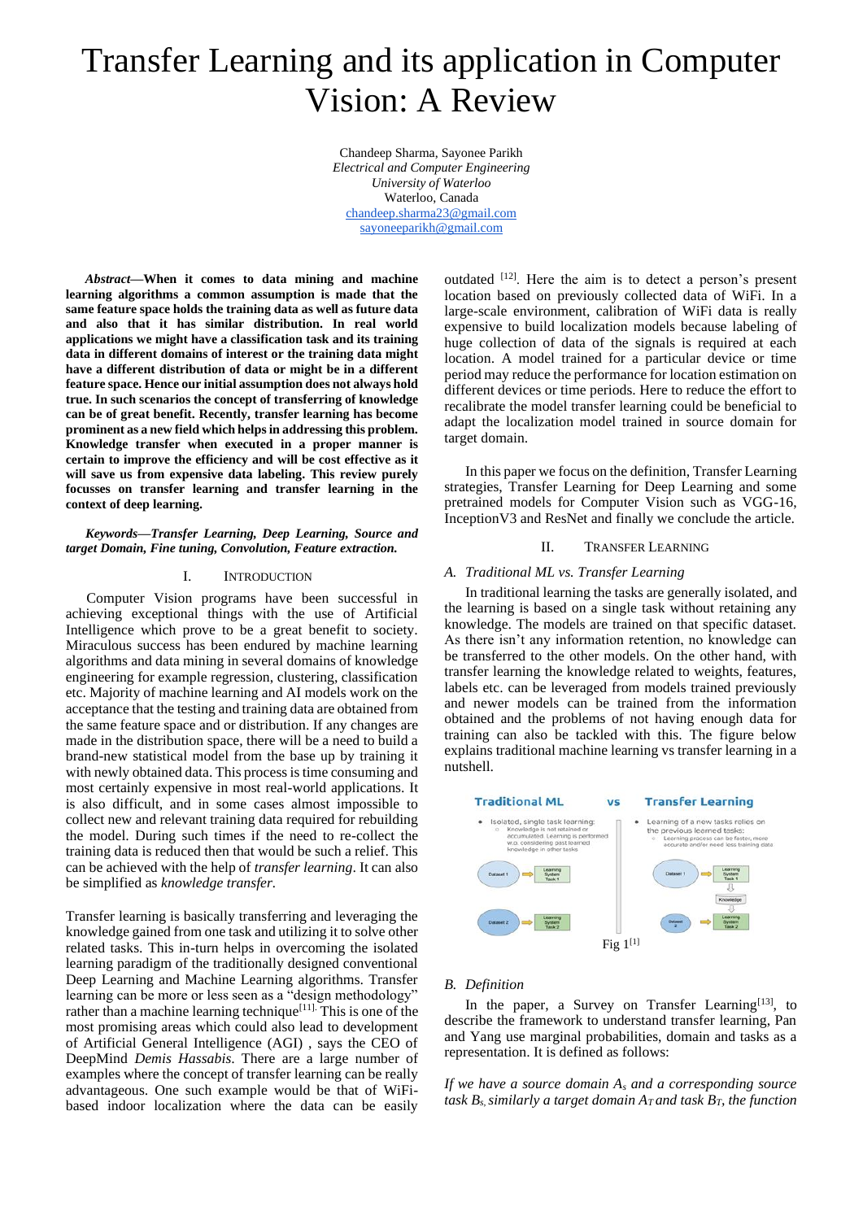# Transfer Learning and its application in Computer Vision: A Review

Chandeep Sharma, Sayonee Parikh
*Electrical and Computer Engineering*
*University of Waterloo*
Waterloo, Canada
chandeep.sharma23@gmail.com
sayoneeparikh@gmail.com

***Abstract*—When it comes to data mining and machine learning algorithms a common assumption is made that the same feature space holds the training data as well as future data and also that it has similar distribution. In real world applications we might have a classification task and its training data in different domains of interest or the training data might have a different distribution of data or might be in a different feature space. Hence our initial assumption does not always hold true. In such scenarios the concept of transferring of knowledge can be of great benefit. Recently, transfer learning has become prominent as a new field which helps in addressing this problem. Knowledge transfer when executed in a proper manner is certain to improve the efficiency and will be cost effective as it will save us from expensive data labeling. This review purely focusses on transfer learning and transfer learning in the context of deep learning.**

***Keywords—Transfer Learning, Deep Learning, Source and target Domain, Fine tuning, Convolution, Feature extraction.***

## I. Introduction

Computer Vision programs have been successful in achieving exceptional things with the use of Artificial Intelligence which prove to be a great benefit to society. Miraculous success has been endured by machine learning algorithms and data mining in several domains of knowledge engineering for example regression, clustering, classification etc. Majority of machine learning and AI models work on the acceptance that the testing and training data are obtained from the same feature space and or distribution. If any changes are made in the distribution space, there will be a need to build a brand-new statistical model from the base up by training it with newly obtained data. This process is time consuming and most certainly expensive in most real-world applications. It is also difficult, and in some cases almost impossible to collect new and relevant training data required for rebuilding the model. During such times if the need to re-collect the training data is reduced then that would be such a relief. This can be achieved with the help of *transfer learning*. It can also be simplified as *knowledge transfer.*

Transfer learning is basically transferring and leveraging the knowledge gained from one task and utilizing it to solve other related tasks. This in-turn helps in overcoming the isolated learning paradigm of the traditionally designed conventional Deep Learning and Machine Learning algorithms. Transfer learning can be more or less seen as a "design methodology" rather than a machine learning technique[11]. This is one of the most promising areas which could also lead to development of Artificial General Intelligence (AGI) , says the CEO of DeepMind *Demis Hassabis.* There are a large number of examples where the concept of transfer learning can be really advantageous. One such example would be that of WiFi-based indoor localization where the data can be easily outdated [12]. Here the aim is to detect a person's present location based on previously collected data of WiFi. In a large-scale environment, calibration of WiFi data is really expensive to build localization models because labeling of huge collection of data of the signals is required at each location. A model trained for a particular device or time period may reduce the performance for location estimation on different devices or time periods. Here to reduce the effort to recalibrate the model transfer learning could be beneficial to adapt the localization model trained in source domain for target domain.

In this paper we focus on the definition, Transfer Learning strategies, Transfer Learning for Deep Learning and some pretrained models for Computer Vision such as VGG-16, InceptionV3 and ResNet and finally we conclude the article.

## II. Transfer Learning

### A. Traditional ML vs. Transfer Learning

In traditional learning the tasks are generally isolated, and the learning is based on a single task without retaining any knowledge. The models are trained on that specific dataset. As there isn't any information retention, no knowledge can be transferred to the other models. On the other hand, with transfer learning the knowledge related to weights, features, labels etc. can be leveraged from models trained previously and newer models can be trained from the information obtained and the problems of not having enough data for training can also be tackled with this. The figure below explains traditional machine learning vs transfer learning in a nutshell.

Fig 1[1]

### B. Definition

In the paper, a Survey on Transfer Learning[13], to describe the framework to understand transfer learning, Pan and Yang use marginal probabilities, domain and tasks as a representation. It is defined as follows:

*If we have a source domain $A_s$ and a corresponding source task $B_s$, similarly a target domain $A_T$ and task $B_T$, the function*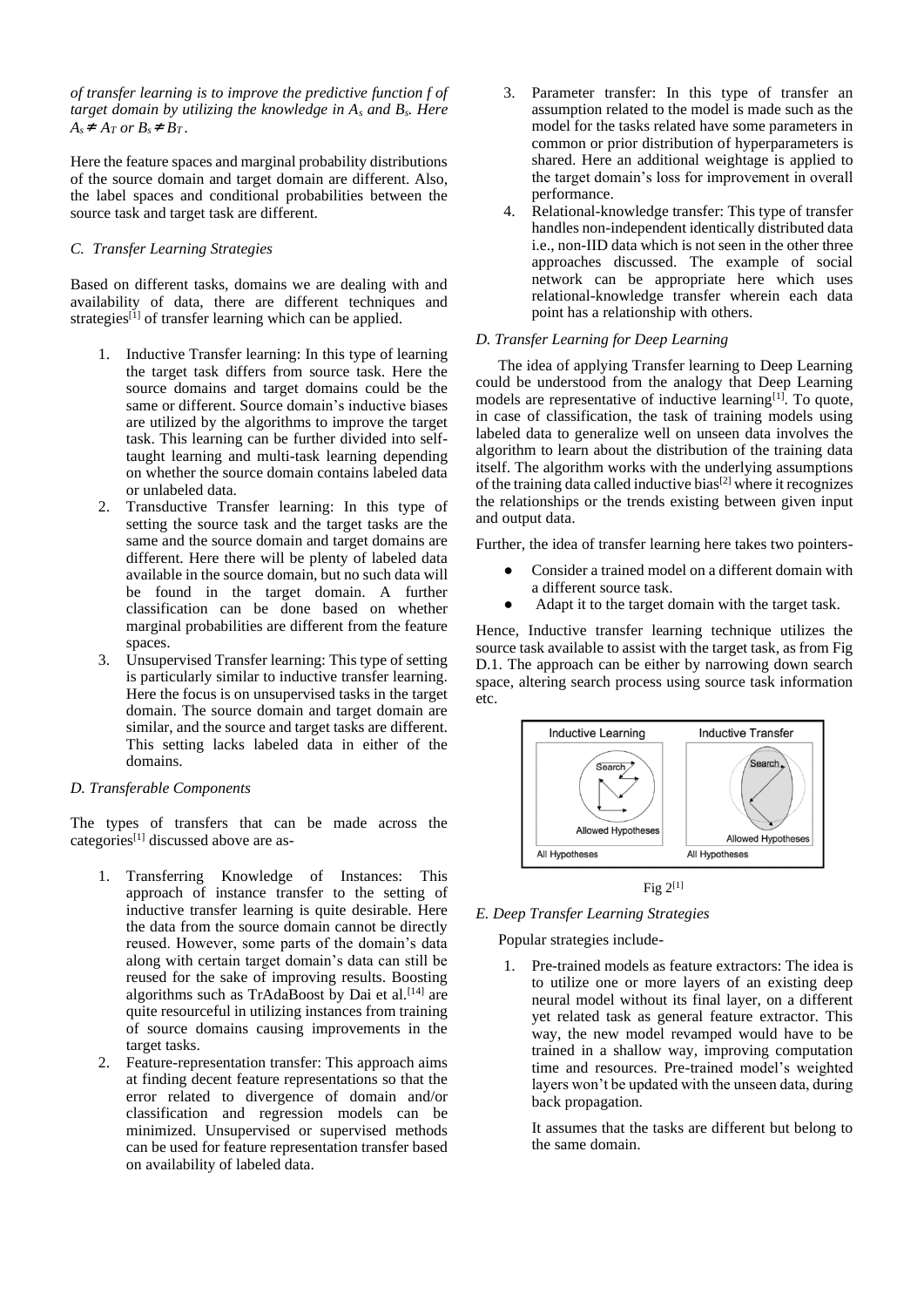*of transfer learning is to improve the predictive function f of target domain by utilizing the knowledge in $A_s$ and $B_s$. Here $A_s \neq A_T$ or $B_s \neq B_T$.*

Here the feature spaces and marginal probability distributions of the source domain and target domain are different. Also, the label spaces and conditional probabilities between the source task and target task are different.

### *C. Transfer Learning Strategies*

Based on different tasks, domains we are dealing with and availability of data, there are different techniques and strategies[1] of transfer learning which can be applied.

1. Inductive Transfer learning: In this type of learning the target task differs from source task. Here the source domains and target domains could be the same or different. Source domain's inductive biases are utilized by the algorithms to improve the target task. This learning can be further divided into self-taught learning and multi-task learning depending on whether the source domain contains labeled data or unlabeled data.
2. Transductive Transfer learning: In this type of setting the source task and the target tasks are the same and the source domain and target domains are different. Here there will be plenty of labeled data available in the source domain, but no such data will be found in the target domain. A further classification can be done based on whether marginal probabilities are different from the feature spaces.
3. Unsupervised Transfer learning: This type of setting is particularly similar to inductive transfer learning. Here the focus is on unsupervised tasks in the target domain. The source domain and target domain are similar, and the source and target tasks are different. This setting lacks labeled data in either of the domains.

### *D. Transferable Components*

The types of transfers that can be made across the categories[1] discussed above are as-

1. Transferring Knowledge of Instances: This approach of instance transfer to the setting of inductive transfer learning is quite desirable. Here the data from the source domain cannot be directly reused. However, some parts of the domain's data along with certain target domain's data can still be reused for the sake of improving results. Boosting algorithms such as TrAdaBoost by Dai et al.[14] are quite resourceful in utilizing instances from training of source domains causing improvements in the target tasks.
2. Feature-representation transfer: This approach aims at finding decent feature representations so that the error related to divergence of domain and/or classification and regression models can be minimized. Unsupervised or supervised methods can be used for feature representation transfer based on availability of labeled data.
3. Parameter transfer: In this type of transfer an assumption related to the model is made such as the model for the tasks related have some parameters in common or prior distribution of hyperparameters is shared. Here an additional weightage is applied to the target domain's loss for improvement in overall performance.
4. Relational-knowledge transfer: This type of transfer handles non-independent identically distributed data i.e., non-IID data which is not seen in the other three approaches discussed. The example of social network can be appropriate here which uses relational-knowledge transfer wherein each data point has a relationship with others.

### *D. Transfer Learning for Deep Learning*

The idea of applying Transfer learning to Deep Learning could be understood from the analogy that Deep Learning models are representative of inductive learning[1]. To quote, in case of classification, the task of training models using labeled data to generalize well on unseen data involves the algorithm to learn about the distribution of the training data itself. The algorithm works with the underlying assumptions of the training data called inductive bias[2] where it recognizes the relationships or the trends existing between given input and output data.

Further, the idea of transfer learning here takes two pointers-

- Consider a trained model on a different domain with a different source task.
- Adapt it to the target domain with the target task.

Hence, Inductive transfer learning technique utilizes the source task available to assist with the target task, as from Fig D.1. The approach can be either by narrowing down search space, altering search process using source task information etc.

Fig 2[1]

### *E. Deep Transfer Learning Strategies*

Popular strategies include-

1. Pre-trained models as feature extractors: The idea is to utilize one or more layers of an existing deep neural model without its final layer, on a different yet related task as general feature extractor. This way, the new model revamped would have to be trained in a shallow way, improving computation time and resources. Pre-trained model's weighted layers won't be updated with the unseen data, during back propagation.

   It assumes that the tasks are different but belong to the same domain.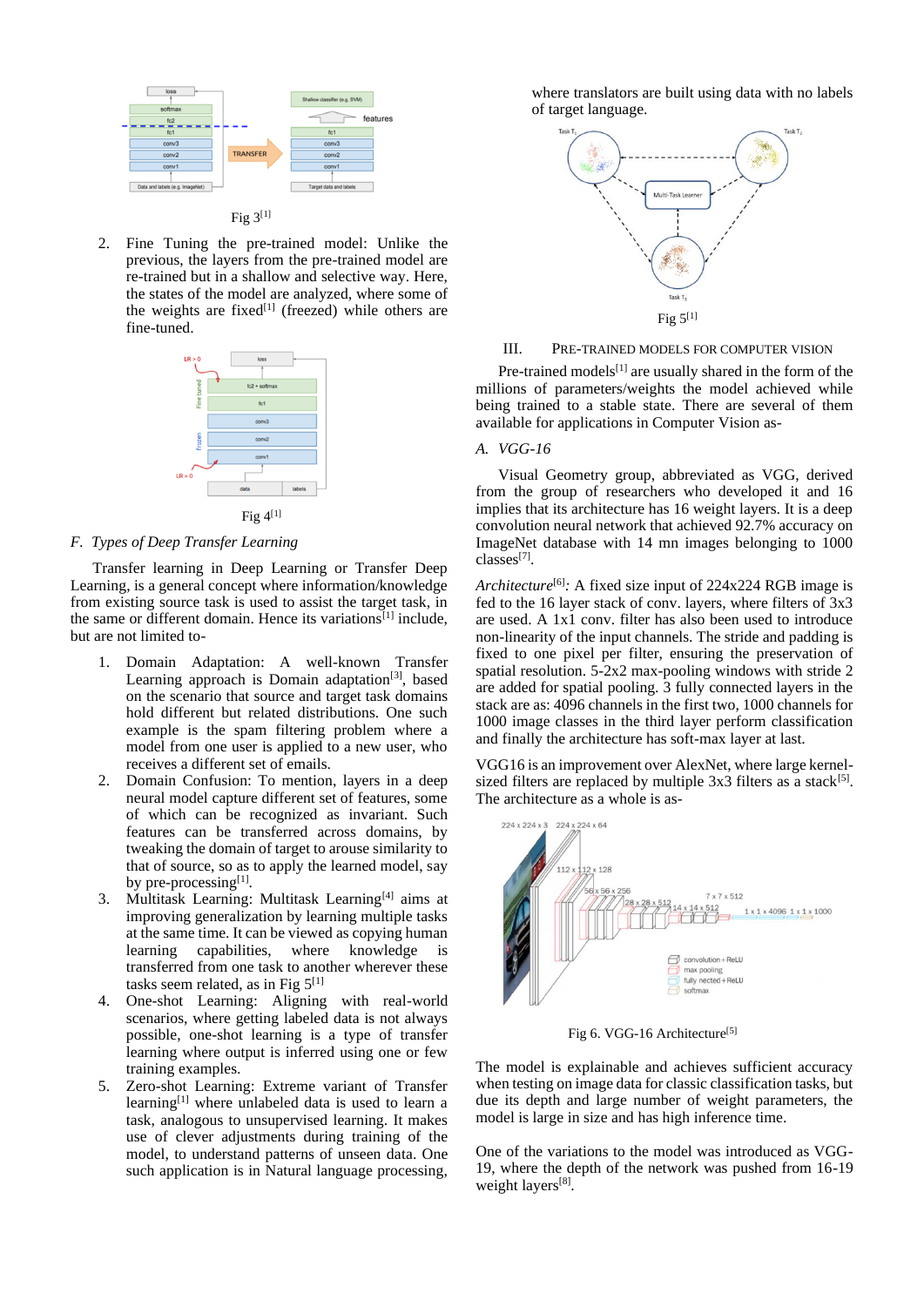Fig 3[1]

2. Fine Tuning the pre-trained model: Unlike the previous, the layers from the pre-trained model are re-trained but in a shallow and selective way. Here, the states of the model are analyzed, where some of the weights are fixed[1] (freezed) while others are fine-tuned.

Fig 4[1]

### F. Types of Deep Transfer Learning

Transfer learning in Deep Learning or Transfer Deep Learning, is a general concept where information/knowledge from existing source task is used to assist the target task, in the same or different domain. Hence its variations[1] include, but are not limited to-

1. Domain Adaptation: A well-known Transfer Learning approach is Domain adaptation[3], based on the scenario that source and target task domains hold different but related distributions. One such example is the spam filtering problem where a model from one user is applied to a new user, who receives a different set of emails.
2. Domain Confusion: To mention, layers in a deep neural model capture different set of features, some of which can be recognized as invariant. Such features can be transferred across domains, by tweaking the domain of target to arouse similarity to that of source, so as to apply the learned model, say by pre-processing[1].
3. Multitask Learning: Multitask Learning[4] aims at improving generalization by learning multiple tasks at the same time. It can be viewed as copying human learning capabilities, where knowledge is transferred from one task to another wherever these tasks seem related, as in Fig 5[1]
4. One-shot Learning: Aligning with real-world scenarios, where getting labeled data is not always possible, one-shot learning is a type of transfer learning where output is inferred using one or few training examples.
5. Zero-shot Learning: Extreme variant of Transfer learning[1] where unlabeled data is used to learn a task, analogous to unsupervised learning. It makes use of clever adjustments during training of the model, to understand patterns of unseen data. One such application is in Natural language processing, where translators are built using data with no labels of target language.

Fig 5[1]

## III. Pre-trained Models for Computer Vision

Pre-trained models[1] are usually shared in the form of the millions of parameters/weights the model achieved while being trained to a stable state. There are several of them available for applications in Computer Vision as-

### A. VGG-16

Visual Geometry group, abbreviated as VGG, derived from the group of researchers who developed it and 16 implies that its architecture has 16 weight layers. It is a deep convolution neural network that achieved 92.7% accuracy on ImageNet database with 14 mn images belonging to 1000 classes[7].

*Architecture*[6]*:* A fixed size input of 224x224 RGB image is fed to the 16 layer stack of conv. layers, where filters of 3x3 are used. A 1x1 conv. filter has also been used to introduce non-linearity of the input channels. The stride and padding is fixed to one pixel per filter, ensuring the preservation of spatial resolution. 5-2x2 max-pooling windows with stride 2 are added for spatial pooling. 3 fully connected layers in the stack are as: 4096 channels in the first two, 1000 channels for 1000 image classes in the third layer perform classification and finally the architecture has soft-max layer at last.

VGG16 is an improvement over AlexNet, where large kernel-sized filters are replaced by multiple 3x3 filters as a stack[5]. The architecture as a whole is as-

Fig 6. VGG-16 Architecture[5]

The model is explainable and achieves sufficient accuracy when testing on image data for classic classification tasks, but due to its depth and large number of weight parameters, the model is large in size and has high inference time.

One of the variations to the model was introduced as VGG-19, where the depth of the network was pushed from 16-19 weight layers[8].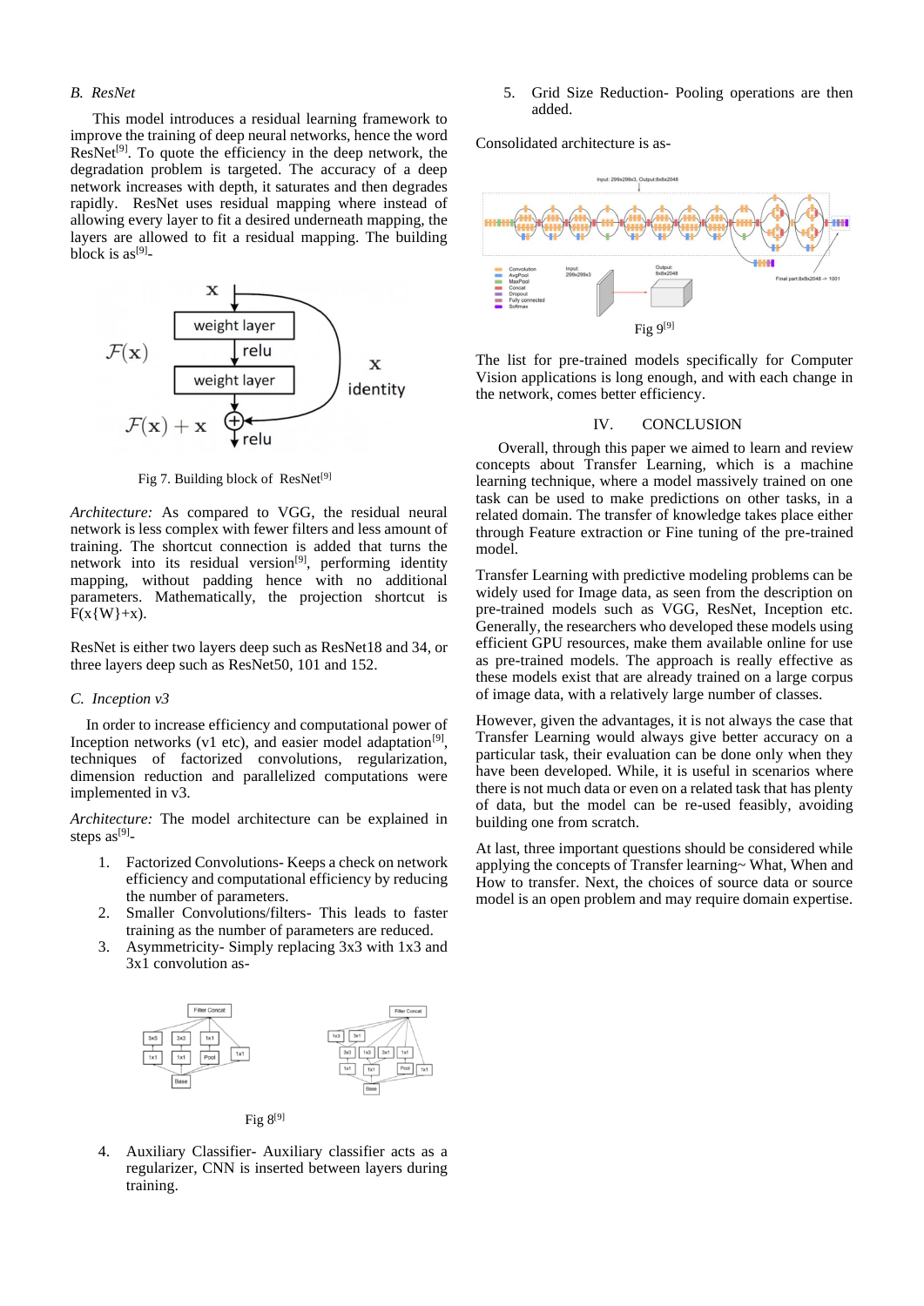### B. ResNet

This model introduces a residual learning framework to improve the training of deep neural networks, hence the word ResNet[9]. To quote the efficiency in the deep network, the degradation problem is targeted. The accuracy of a deep network increases with depth, it saturates and then degrades rapidly. ResNet uses residual mapping where instead of allowing every layer to fit a desired underneath mapping, the layers are allowed to fit a residual mapping. The building block is as[9]-

Fig 7. Building block of ResNet[9]

*Architecture:* As compared to VGG, the residual neural network is less complex with fewer filters and less amount of training. The shortcut connection is added that turns the network into its residual version[9], performing identity mapping, without padding hence with no additional parameters. Mathematically, the projection shortcut is F(x{W}+x).

ResNet is either two layers deep such as ResNet18 and 34, or three layers deep such as ResNet50, 101 and 152.

### C. Inception v3

In order to increase efficiency and computational power of Inception networks (v1 etc), and easier model adaptation[9], techniques of factorized convolutions, regularization, dimension reduction and parallelized computations were implemented in v3.

*Architecture:* The model architecture can be explained in steps as[9]-

1. Factorized Convolutions- Keeps a check on network efficiency and computational efficiency by reducing the number of parameters.
2. Smaller Convolutions/filters- This leads to faster training as the number of parameters are reduced.
3. Asymmetricity- Simply replacing 3x3 with 1x3 and 3x1 convolution as-

Fig 8[9]

4. Auxiliary Classifier- Auxiliary classifier acts as a regularizer, CNN is inserted between layers during training.
5. Grid Size Reduction- Pooling operations are then added.

Consolidated architecture is as-

Fig 9[9]

The list for pre-trained models specifically for Computer Vision applications is long enough, and with each change in the network, comes better efficiency.

## IV. CONCLUSION

Overall, through this paper we aimed to learn and review concepts about Transfer Learning, which is a machine learning technique, where a model massively trained on one task can be used to make predictions on other tasks, in a related domain. The transfer of knowledge takes place either through Feature extraction or Fine tuning of the pre-trained model.

Transfer Learning with predictive modeling problems can be widely used for Image data, as seen from the description on pre-trained models such as VGG, ResNet, Inception etc. Generally, the researchers who developed these models using efficient GPU resources, make them available online for use as pre-trained models. The approach is really effective as these models exist that are already trained on a large corpus of image data, with a relatively large number of classes.

However, given the advantages, it is not always the case that Transfer Learning would always give better accuracy on a particular task, their evaluation can be done only when they have been developed. While, it is useful in scenarios where there is not much data or even on a related task that has plenty of data, but the model can be re-used feasibly, avoiding building one from scratch.

At last, three important questions should be considered while applying the concepts of Transfer learning~ What, When and How to transfer. Next, the choices of source data or source model is an open problem and may require domain expertise.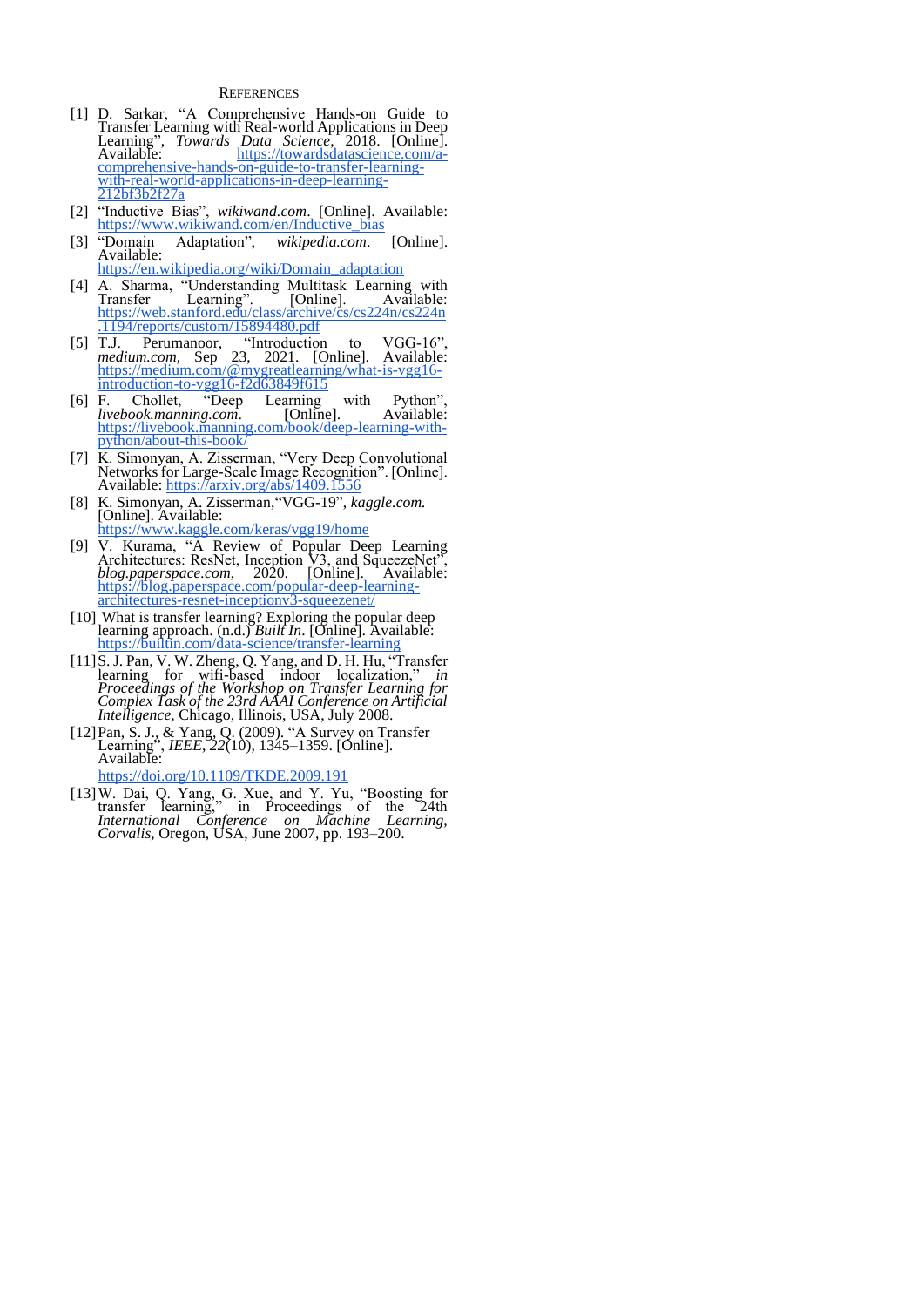# REFERENCES

[1] D. Sarkar, "A Comprehensive Hands-on Guide to Transfer Learning with Real-world Applications in Deep Learning", *Towards Data Science*, 2018. [Online]. Available: https://towardsdatascience.com/a-comprehensive-hands-on-guide-to-transfer-learning-with-real-world-applications-in-deep-learning-212bf3b2f27a

[2] "Inductive Bias", *wikiwand.com*. [Online]. Available: https://www.wikiwand.com/en/Inductive_bias

[3] "Domain Adaptation", *wikipedia.com*. [Online]. Available: https://en.wikipedia.org/wiki/Domain_adaptation

[4] A. Sharma, "Understanding Multitask Learning with Transfer Learning". [Online]. Available: https://web.stanford.edu/class/archive/cs/cs224n/cs224n.1194/reports/custom/15894480.pdf

[5] T.J. Perumanoor, "Introduction to VGG-16", *medium.com,* Sep 23, 2021. [Online]. Available: https://medium.com/@mygreatlearning/what-is-vgg16-introduction-to-vgg16-f2d63849f615

[6] F. Chollet, "Deep Learning with Python", *livebook.manning.com*. [Online]. Available: https://livebook.manning.com/book/deep-learning-with-python/about-this-book/

[7] K. Simonyan, A. Zisserman, "Very Deep Convolutional Networks for Large-Scale Image Recognition". [Online]. Available: https://arxiv.org/abs/1409.1556

[8] K. Simonyan, A. Zisserman,"VGG-19", *kaggle.com.* [Online]. Available: https://www.kaggle.com/keras/vgg19/home

[9] V. Kurama, "A Review of Popular Deep Learning Architectures: ResNet, Inception V3, and SqueezeNet", *blog.paperspace.com,* 2020. [Online]. Available: https://blog.paperspace.com/popular-deep-learning-architectures-resnet-inceptionv3-squeezenet/

[10] What is transfer learning? Exploring the popular deep learning approach. (n.d.) *Built In*. [Online]. Available: https://builtin.com/data-science/transfer-learning

[11] S. J. Pan, V. W. Zheng, Q. Yang, and D. H. Hu, "Transfer learning for wifi-based indoor localization," *in Proceedings of the Workshop on Transfer Learning for Complex Task of the 23rd AAAI Conference on Artificial Intelligence,* Chicago, Illinois, USA, July 2008.

[12] Pan, S. J., & Yang, Q. (2009). "A Survey on Transfer Learning", *IEEE, 22*(10), 1345–1359. [Online]. Available: https://doi.org/10.1109/TKDE.2009.191

[13] W. Dai, Q. Yang, G. Xue, and Y. Yu, "Boosting for transfer learning," in Proceedings of the 24th *International Conference on Machine Learning, Corvalis,* Oregon, USA, June 2007, pp. 193–200.